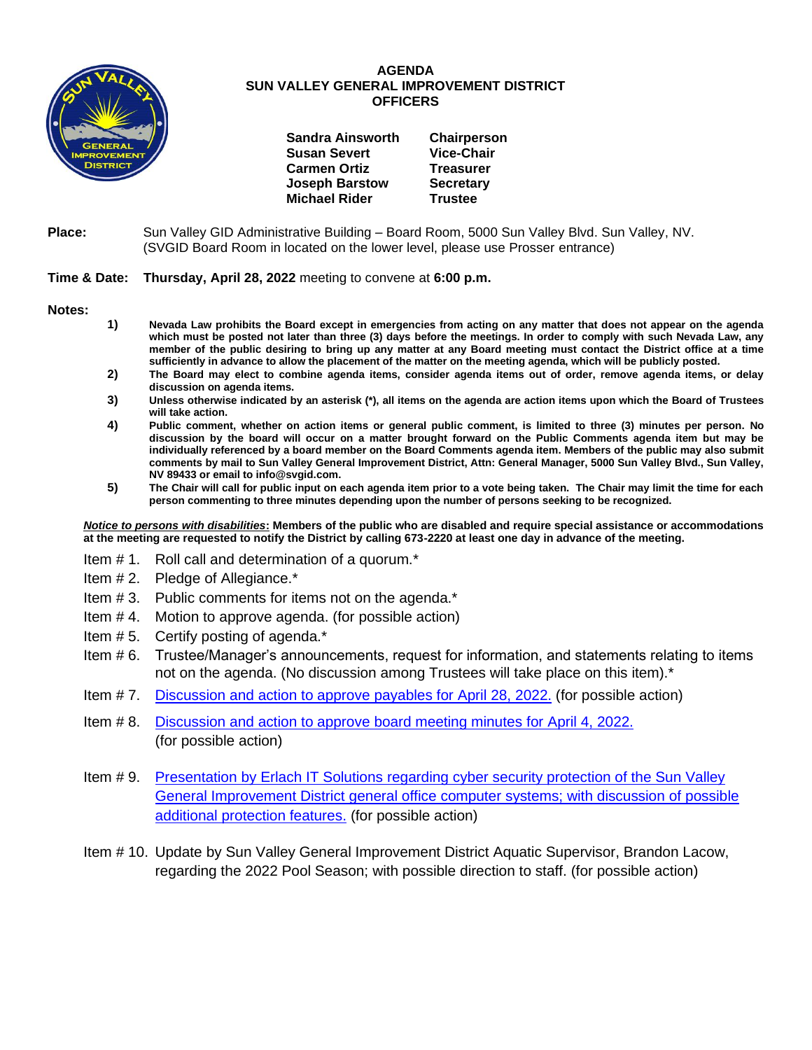# AGENDA
## SUN VALLEY GENERAL IMPROVEMENT DISTRICT
### OFFICERS

| | |
|---|---|
| **Sandra Ainsworth** | **Chairperson** |
| **Susan Severt** | **Vice-Chair** |
| **Carmen Ortiz** | **Treasurer** |
| **Joseph Barstow** | **Secretary** |
| **Michael Rider** | **Trustee** |

**Place:** Sun Valley GID Administrative Building – Board Room, 5000 Sun Valley Blvd. Sun Valley, NV. (SVGID Board Room in located on the lower level, please use Prosser entrance)

**Time & Date:** **Thursday, April 28, 2022** meeting to convene at **6:00 p.m.**

**Notes:**

1) **Nevada Law prohibits the Board except in emergencies from acting on any matter that does not appear on the agenda which must be posted not later than three (3) days before the meetings. In order to comply with such Nevada Law, any member of the public desiring to bring up any matter at any Board meeting must contact the District office at a time sufficiently in advance to allow the placement of the matter on the meeting agenda, which will be publicly posted.**
2) **The Board may elect to combine agenda items, consider agenda items out of order, remove agenda items, or delay discussion on agenda items.**
3) **Unless otherwise indicated by an asterisk (*), all items on the agenda are action items upon which the Board of Trustees will take action.**
4) **Public comment, whether on action items or general public comment, is limited to three (3) minutes per person. No discussion by the board will occur on a matter brought forward on the Public Comments agenda item but may be individually referenced by a board member on the Board Comments agenda item. Members of the public may also submit comments by mail to Sun Valley General Improvement District, Attn: General Manager, 5000 Sun Valley Blvd., Sun Valley, NV 89433 or email to info@svgid.com.**
5) **The Chair will call for public input on each agenda item prior to a vote being taken. The Chair may limit the time for each person commenting to three minutes depending upon the number of persons seeking to be recognized.**

***Notice to persons with disabilities*: Members of the public who are disabled and require special assistance or accommodations at the meeting are requested to notify the District by calling 673-2220 at least one day in advance of the meeting.**

Item # 1. Roll call and determination of a quorum.*

Item # 2. Pledge of Allegiance.*

Item # 3. Public comments for items not on the agenda.*

Item # 4. Motion to approve agenda. (for possible action)

Item # 5. Certify posting of agenda.*

Item # 6. Trustee/Manager's announcements, request for information, and statements relating to items not on the agenda. (No discussion among Trustees will take place on this item).*

Item # 7. Discussion and action to approve payables for April 28, 2022. (for possible action)

Item # 8. Discussion and action to approve board meeting minutes for April 4, 2022. (for possible action)

Item # 9. Presentation by Erlach IT Solutions regarding cyber security protection of the Sun Valley General Improvement District general office computer systems; with discussion of possible additional protection features. (for possible action)

Item # 10. Update by Sun Valley General Improvement District Aquatic Supervisor, Brandon Lacow, regarding the 2022 Pool Season; with possible direction to staff. (for possible action)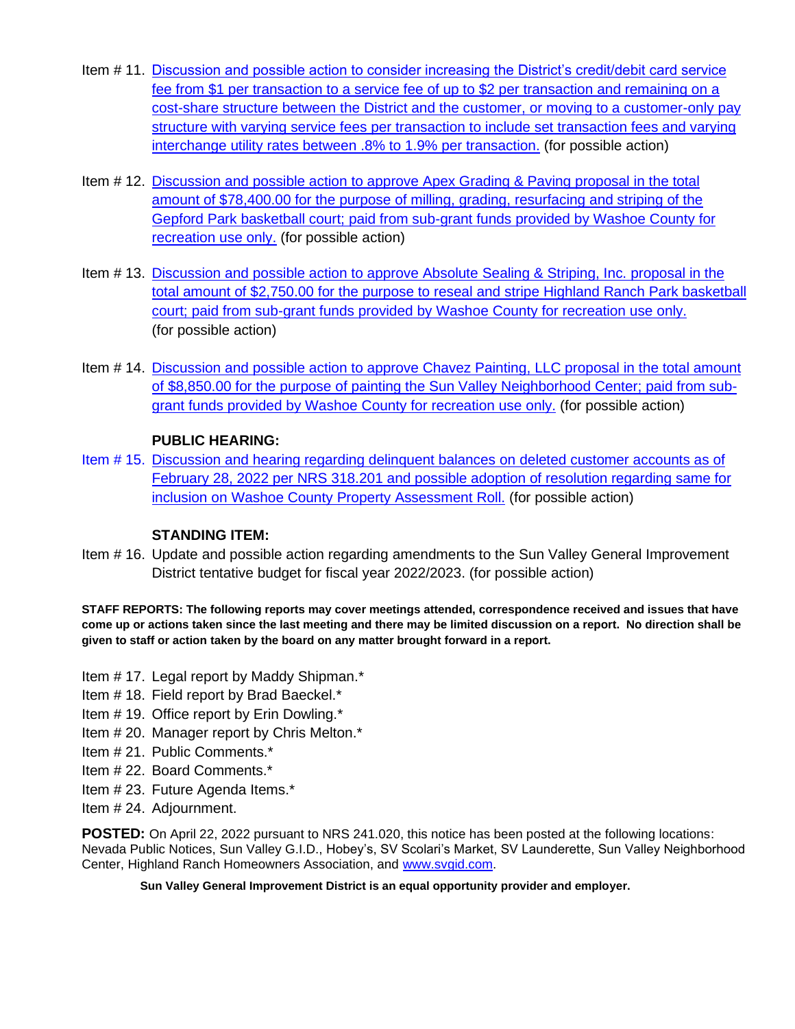Item # 11. Discussion and possible action to consider increasing the District's credit/debit card service fee from $1 per transaction to a service fee of up to $2 per transaction and remaining on a cost-share structure between the District and the customer, or moving to a customer-only pay structure with varying service fees per transaction to include set transaction fees and varying interchange utility rates between .8% to 1.9% per transaction. (for possible action)

Item # 12. Discussion and possible action to approve Apex Grading & Paving proposal in the total amount of $78,400.00 for the purpose of milling, grading, resurfacing and striping of the Gepford Park basketball court; paid from sub-grant funds provided by Washoe County for recreation use only. (for possible action)

Item # 13. Discussion and possible action to approve Absolute Sealing & Striping, Inc. proposal in the total amount of $2,750.00 for the purpose to reseal and stripe Highland Ranch Park basketball court; paid from sub-grant funds provided by Washoe County for recreation use only. (for possible action)

Item # 14. Discussion and possible action to approve Chavez Painting, LLC proposal in the total amount of $8,850.00 for the purpose of painting the Sun Valley Neighborhood Center; paid from sub-grant funds provided by Washoe County for recreation use only. (for possible action)

**PUBLIC HEARING:**

Item # 15. Discussion and hearing regarding delinquent balances on deleted customer accounts as of February 28, 2022 per NRS 318.201 and possible adoption of resolution regarding same for inclusion on Washoe County Property Assessment Roll. (for possible action)

**STANDING ITEM:**

Item # 16. Update and possible action regarding amendments to the Sun Valley General Improvement District tentative budget for fiscal year 2022/2023. (for possible action)

**STAFF REPORTS: The following reports may cover meetings attended, correspondence received and issues that have come up or actions taken since the last meeting and there may be limited discussion on a report. No direction shall be given to staff or action taken by the board on any matter brought forward in a report.**

Item # 17. Legal report by Maddy Shipman.*
Item # 18. Field report by Brad Baeckel.*
Item # 19. Office report by Erin Dowling.*
Item # 20. Manager report by Chris Melton.*
Item # 21. Public Comments.*
Item # 22. Board Comments.*
Item # 23. Future Agenda Items.*
Item # 24. Adjournment.

**POSTED:** On April 22, 2022 pursuant to NRS 241.020, this notice has been posted at the following locations: Nevada Public Notices, Sun Valley G.I.D., Hobey's, SV Scolari's Market, SV Launderette, Sun Valley Neighborhood Center, Highland Ranch Homeowners Association, and www.svgid.com.

**Sun Valley General Improvement District is an equal opportunity provider and employer.**